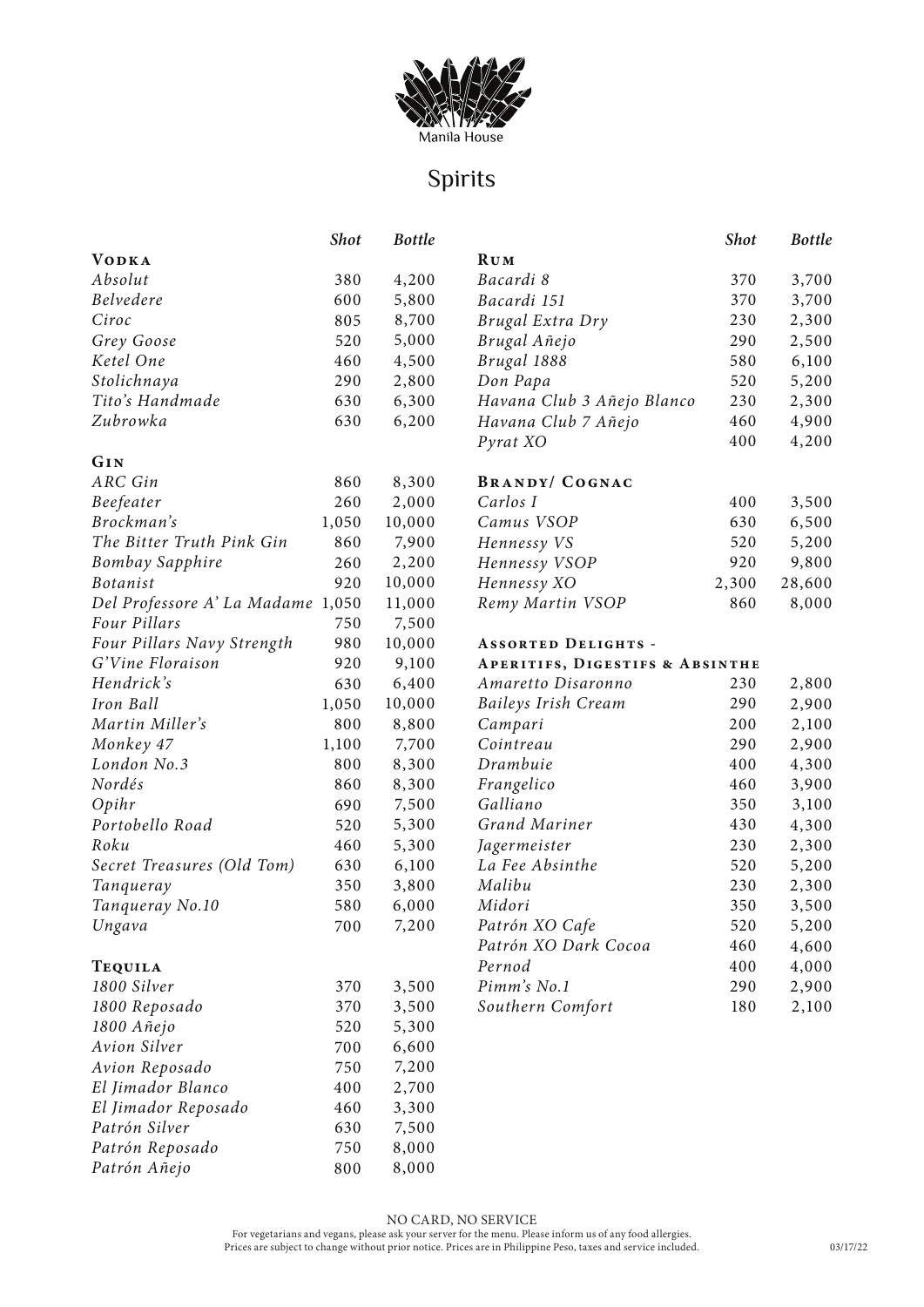Manila House

# Spirits

| | Shot | Bottle |
|---|---|---|
| **Vodka** | | |
| *Absolut* | 380 | 4,200 |
| *Belvedere* | 600 | 5,800 |
| *Ciroc* | 805 | 8,700 |
| *Grey Goose* | 520 | 5,000 |
| *Ketel One* | 460 | 4,500 |
| *Stolichnaya* | 290 | 2,800 |
| *Tito's Handmade* | 630 | 6,300 |
| *Zubrowka* | 630 | 6,200 |
| **Gin** | | |
| *ARC Gin* | 860 | 8,300 |
| *Beefeater* | 260 | 2,000 |
| *Brockman's* | 1,050 | 10,000 |
| *The Bitter Truth Pink Gin* | 860 | 7,900 |
| *Bombay Sapphire* | 260 | 2,200 |
| *Botanist* | 920 | 10,000 |
| *Del Professore A' La Madame* | 1,050 | 11,000 |
| *Four Pillars* | 750 | 7,500 |
| *Four Pillars Navy Strength* | 980 | 10,000 |
| *G'Vine Floraison* | 920 | 9,100 |
| *Hendrick's* | 630 | 6,400 |
| *Iron Ball* | 1,050 | 10,000 |
| *Martin Miller's* | 800 | 8,800 |
| *Monkey 47* | 1,100 | 7,700 |
| *London No.3* | 800 | 8,300 |
| *Nordés* | 860 | 8,300 |
| *Opihr* | 690 | 7,500 |
| *Portobello Road* | 520 | 5,300 |
| *Roku* | 460 | 5,300 |
| *Secret Treasures (Old Tom)* | 630 | 6,100 |
| *Tanqueray* | 350 | 3,800 |
| *Tanqueray No.10* | 580 | 6,000 |
| *Ungava* | 700 | 7,200 |
| **Tequila** | | |
| *1800 Silver* | 370 | 3,500 |
| *1800 Reposado* | 370 | 3,500 |
| *1800 Añejo* | 520 | 5,300 |
| *Avion Silver* | 700 | 6,600 |
| *Avion Reposado* | 750 | 7,200 |
| *El Jimador Blanco* | 400 | 2,700 |
| *El Jimador Reposado* | 460 | 3,300 |
| *Patrón Silver* | 630 | 7,500 |
| *Patrón Reposado* | 750 | 8,000 |
| *Patrón Añejo* | 800 | 8,000 |

| | Shot | Bottle |
|---|---|---|
| **Rum** | | |
| *Bacardi 8* | 370 | 3,700 |
| *Bacardi 151* | 370 | 3,700 |
| *Brugal Extra Dry* | 230 | 2,300 |
| *Brugal Añejo* | 290 | 2,500 |
| *Brugal 1888* | 580 | 6,100 |
| *Don Papa* | 520 | 5,200 |
| *Havana Club 3 Añejo Blanco* | 230 | 2,300 |
| *Havana Club 7 Añejo* | 460 | 4,900 |
| *Pyrat XO* | 400 | 4,200 |
| **Brandy/ Cognac** | | |
| *Carlos I* | 400 | 3,500 |
| *Camus VSOP* | 630 | 6,500 |
| *Hennessy VS* | 520 | 5,200 |
| *Hennessy VSOP* | 920 | 9,800 |
| *Hennessy XO* | 2,300 | 28,600 |
| *Remy Martin VSOP* | 860 | 8,000 |
| **Assorted Delights - Aperitifs, Digestifs & Absinthe** | | |
| *Amaretto Disaronno* | 230 | 2,800 |
| *Baileys Irish Cream* | 290 | 2,900 |
| *Campari* | 200 | 2,100 |
| *Cointreau* | 290 | 2,900 |
| *Drambuie* | 400 | 4,300 |
| *Frangelico* | 460 | 3,900 |
| *Galliano* | 350 | 3,100 |
| *Grand Mariner* | 430 | 4,300 |
| *Jagermeister* | 230 | 2,300 |
| *La Fee Absinthe* | 520 | 5,200 |
| *Malibu* | 230 | 2,300 |
| *Midori* | 350 | 3,500 |
| *Patrón XO Cafe* | 520 | 5,200 |
| *Patrón XO Dark Cocoa* | 460 | 4,600 |
| *Pernod* | 400 | 4,000 |
| *Pimm's No.1* | 290 | 2,900 |
| *Southern Comfort* | 180 | 2,100 |

NO CARD, NO SERVICE

For vegetarians and vegans, please ask your server for the menu. Please inform us of any food allergies.
Prices are subject to change without prior notice. Prices are in Philippine Peso, taxes and service included.

03/17/22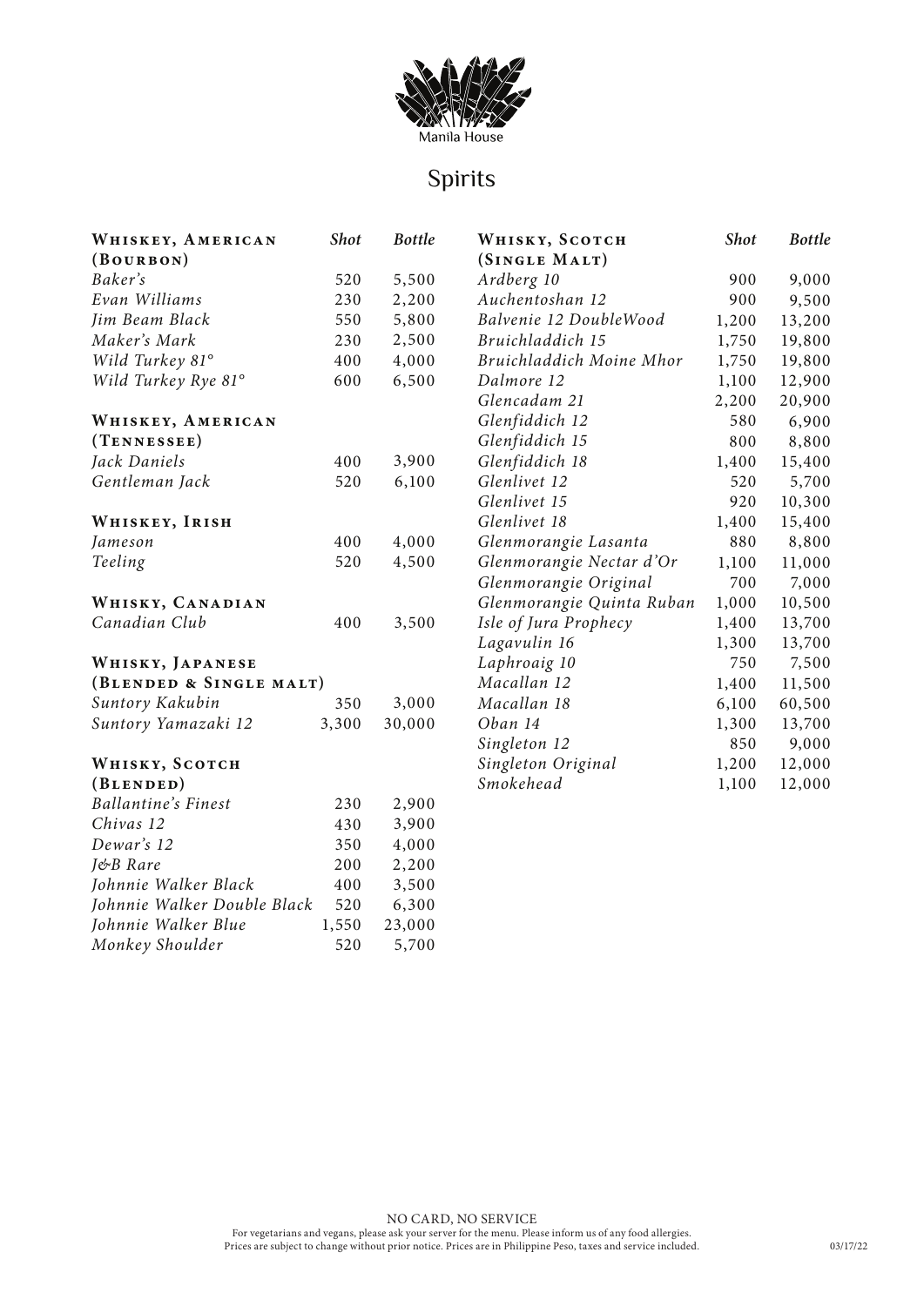Manila House

# Spirits

| Whiskey, American (Bourbon) | Shot | Bottle |
| --- | --- | --- |
| *Baker's* | 520 | 5,500 |
| *Evan Williams* | 230 | 2,200 |
| *Jim Beam Black* | 550 | 5,800 |
| *Maker's Mark* | 230 | 2,500 |
| *Wild Turkey 81°* | 400 | 4,000 |
| *Wild Turkey Rye 81°* | 600 | 6,500 |

| Whiskey, American (Tennessee) | | |
| --- | --- | --- |
| *Jack Daniels* | 400 | 3,900 |
| *Gentleman Jack* | 520 | 6,100 |

| Whiskey, Irish | | |
| --- | --- | --- |
| *Jameson* | 400 | 4,000 |
| *Teeling* | 520 | 4,500 |

| Whisky, Canadian | | |
| --- | --- | --- |
| *Canadian Club* | 400 | 3,500 |

| Whisky, Japanese (Blended & Single malt) | | |
| --- | --- | --- |
| *Suntory Kakubin* | 350 | 3,000 |
| *Suntory Yamazaki 12* | 3,300 | 30,000 |

| Whisky, Scotch (Blended) | | |
| --- | --- | --- |
| *Ballantine's Finest* | 230 | 2,900 |
| *Chivas 12* | 430 | 3,900 |
| *Dewar's 12* | 350 | 4,000 |
| *J&B Rare* | 200 | 2,200 |
| *Johnnie Walker Black* | 400 | 3,500 |
| *Johnnie Walker Double Black* | 520 | 6,300 |
| *Johnnie Walker Blue* | 1,550 | 23,000 |
| *Monkey Shoulder* | 520 | 5,700 |

| Whisky, Scotch (Single Malt) | Shot | Bottle |
| --- | --- | --- |
| *Ardberg 10* | 900 | 9,000 |
| *Auchentoshan 12* | 900 | 9,500 |
| *Balvenie 12 DoubleWood* | 1,200 | 13,200 |
| *Bruichladdich 15* | 1,750 | 19,800 |
| *Bruichladdich Moine Mhor* | 1,750 | 19,800 |
| *Dalmore 12* | 1,100 | 12,900 |
| *Glencadam 21* | 2,200 | 20,900 |
| *Glenfiddich 12* | 580 | 6,900 |
| *Glenfiddich 15* | 800 | 8,800 |
| *Glenfiddich 18* | 1,400 | 15,400 |
| *Glenlivet 12* | 520 | 5,700 |
| *Glenlivet 15* | 920 | 10,300 |
| *Glenlivet 18* | 1,400 | 15,400 |
| *Glenmorangie Lasanta* | 880 | 8,800 |
| *Glenmorangie Nectar d'Or* | 1,100 | 11,000 |
| *Glenmorangie Original* | 700 | 7,000 |
| *Glenmorangie Quinta Ruban* | 1,000 | 10,500 |
| *Isle of Jura Prophecy* | 1,400 | 13,700 |
| *Lagavulin 16* | 1,300 | 13,700 |
| *Laphroaig 10* | 750 | 7,500 |
| *Macallan 12* | 1,400 | 11,500 |
| *Macallan 18* | 6,100 | 60,500 |
| *Oban 14* | 1,300 | 13,700 |
| *Singleton 12* | 850 | 9,000 |
| *Singleton Original* | 1,200 | 12,000 |
| *Smokehead* | 1,100 | 12,000 |

NO CARD, NO SERVICE
For vegetarians and vegans, please ask your server for the menu. Please inform us of any food allergies.
Prices are subject to change without prior notice. Prices are in Philippine Peso, taxes and service included.

03/17/22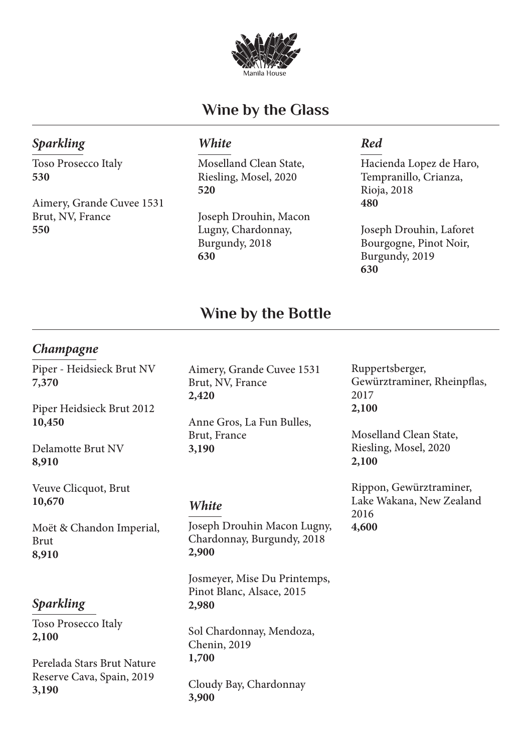Manila House

# Wine by the Glass

### *Sparkling*

Toso Prosecco Italy
**530**

Aimery, Grande Cuvee 1531 Brut, NV, France
**550**

### *White*

Moselland Clean State, Riesling, Mosel, 2020
**520**

Joseph Drouhin, Macon Lugny, Chardonnay, Burgundy, 2018
**630**

### *Red*

Hacienda Lopez de Haro, Tempranillo, Crianza, Rioja, 2018
**480**

Joseph Drouhin, Laforet Bourgogne, Pinot Noir, Burgundy, 2019
**630**

# Wine by the Bottle

### *Champagne*

Piper - Heidsieck Brut NV
**7,370**

Piper Heidsieck Brut 2012
**10,450**

Delamotte Brut NV
**8,910**

Veuve Clicquot, Brut
**10,670**

Moët & Chandon Imperial, Brut
**8,910**

### *Sparkling*

Toso Prosecco Italy
**2,100**

Perelada Stars Brut Nature Reserve Cava, Spain, 2019
**3,190**

Aimery, Grande Cuvee 1531 Brut, NV, France
**2,420**

Anne Gros, La Fun Bulles, Brut, France
**3,190**

### *White*

Joseph Drouhin Macon Lugny, Chardonnay, Burgundy, 2018
**2,900**

Josmeyer, Mise Du Printemps, Pinot Blanc, Alsace, 2015
**2,980**

Sol Chardonnay, Mendoza, Chenin, 2019
**1,700**

Cloudy Bay, Chardonnay
**3,900**

Ruppertsberger, Gewürztraminer, Rheinpflas, 2017
**2,100**

Moselland Clean State, Riesling, Mosel, 2020
**2,100**

Rippon, Gewürztraminer, Lake Wakana, New Zealand 2016
**4,600**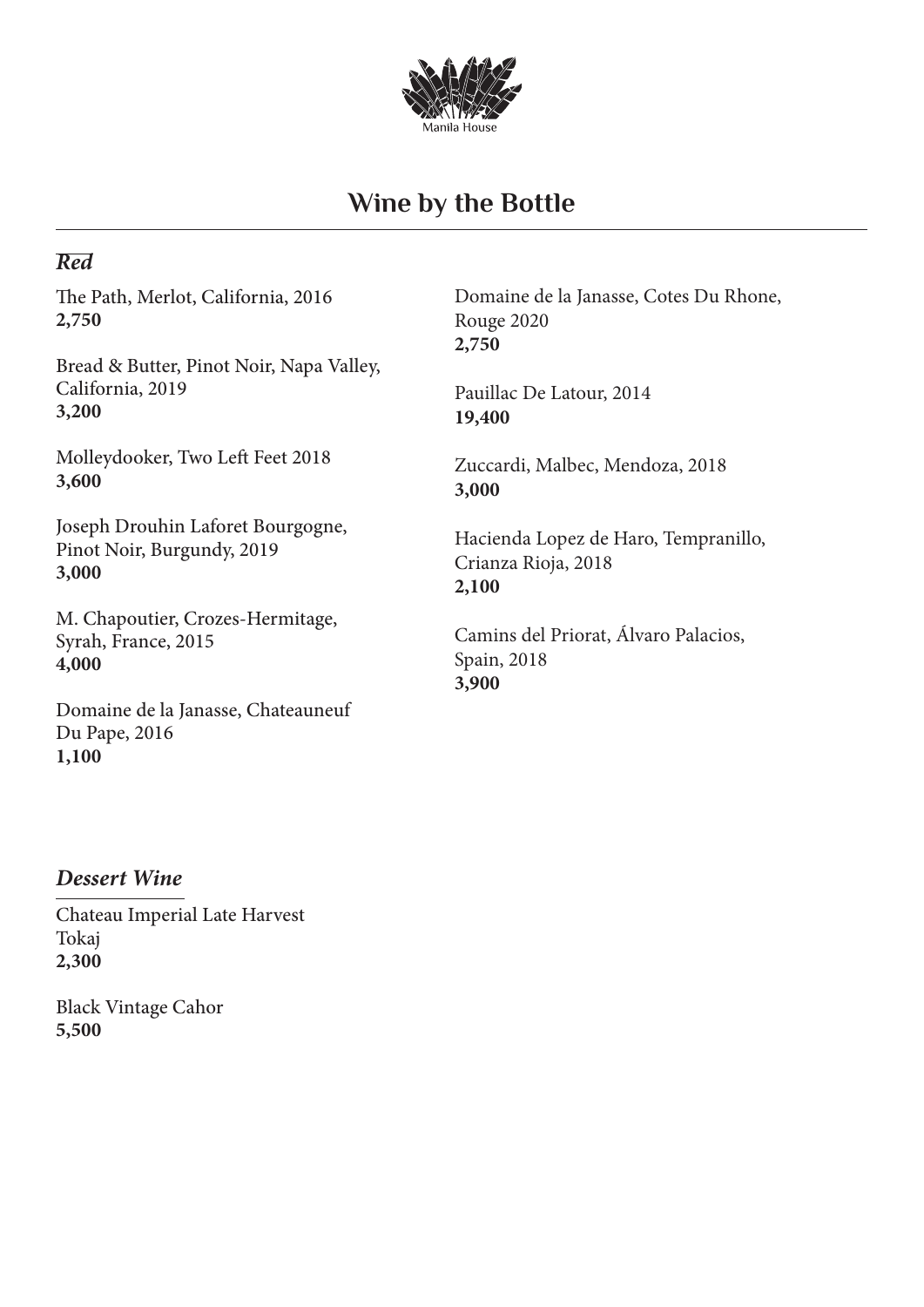Manila House

# Wine by the Bottle

## *Red*

The Path, Merlot, California, 2016
**2,750**

Bread & Butter, Pinot Noir, Napa Valley, California, 2019
**3,200**

Molleydooker, Two Left Feet 2018
**3,600**

Joseph Drouhin Laforet Bourgogne, Pinot Noir, Burgundy, 2019
**3,000**

M. Chapoutier, Crozes-Hermitage, Syrah, France, 2015
**4,000**

Domaine de la Janasse, Chateauneuf Du Pape, 2016
**1,100**

Domaine de la Janasse, Cotes Du Rhone, Rouge 2020
**2,750**

Pauillac De Latour, 2014
**19,400**

Zuccardi, Malbec, Mendoza, 2018
**3,000**

Hacienda Lopez de Haro, Tempranillo, Crianza Rioja, 2018
**2,100**

Camins del Priorat, Álvaro Palacios, Spain, 2018
**3,900**

## *Dessert Wine*

Chateau Imperial Late Harvest Tokaj
**2,300**

Black Vintage Cahor
**5,500**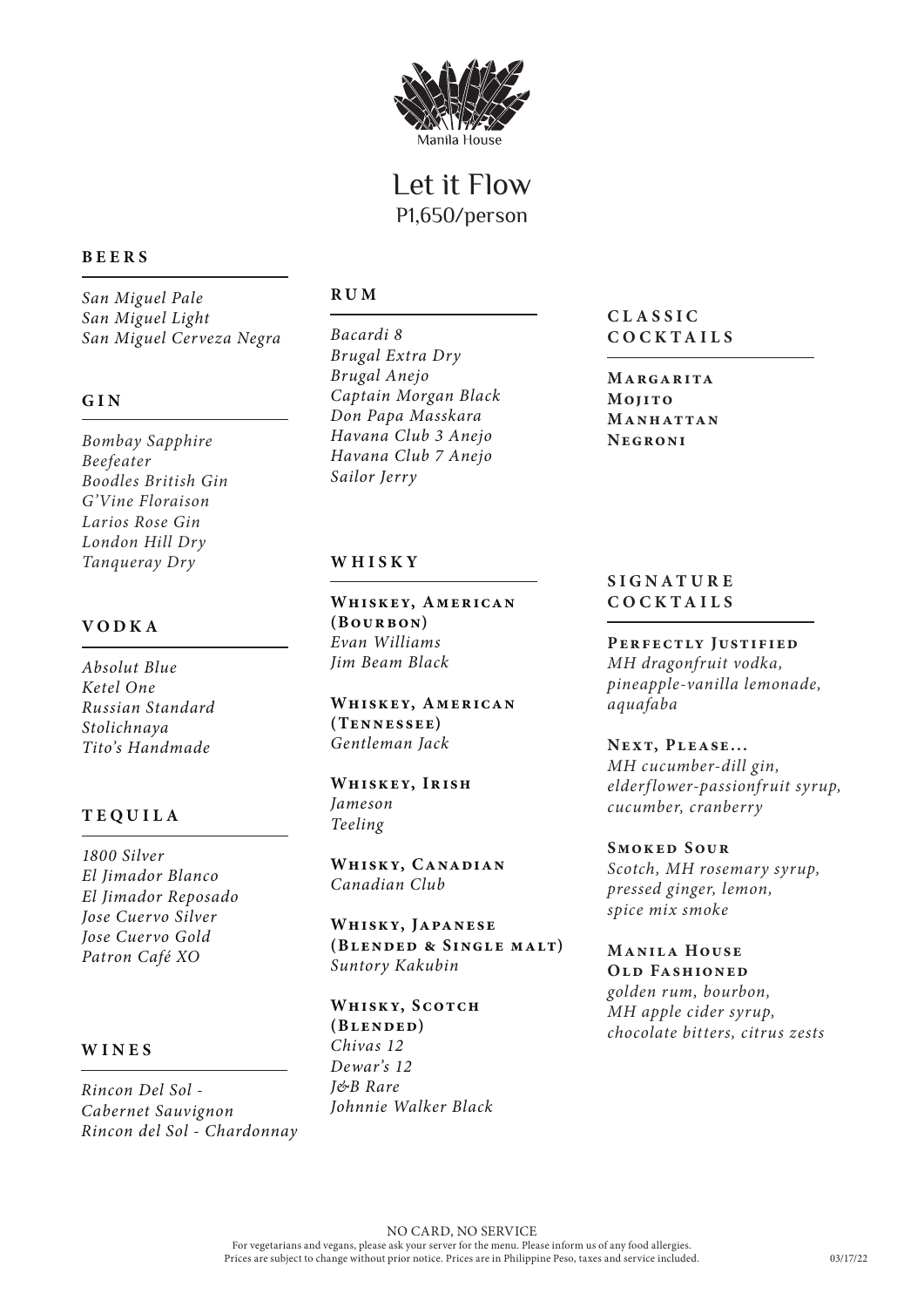Manila House

# Let it Flow

P1,650/person

## BEERS

*San Miguel Pale*
*San Miguel Light*
*San Miguel Cerveza Negra*

## GIN

*Bombay Sapphire*
*Beefeater*
*Boodles British Gin*
*G'Vine Floraison*
*Larios Rose Gin*
*London Hill Dry*
*Tanqueray Dry*

## VODKA

*Absolut Blue*
*Ketel One*
*Russian Standard*
*Stolichnaya*
*Tito's Handmade*

## TEQUILA

*1800 Silver*
*El Jimador Blanco*
*El Jimador Reposado*
*Jose Cuervo Silver*
*Jose Cuervo Gold*
*Patron Café XO*

## WINES

*Rincon Del Sol - Cabernet Sauvignon*
*Rincon del Sol - Chardonnay*

## RUM

*Bacardi 8*
*Brugal Extra Dry*
*Brugal Anejo*
*Captain Morgan Black*
*Don Papa Masskara*
*Havana Club 3 Anejo*
*Havana Club 7 Anejo*
*Sailor Jerry*

## WHISKY

**Whiskey, American (Bourbon)**
*Evan Williams*
*Jim Beam Black*

**Whiskey, American (Tennessee)**
*Gentleman Jack*

**Whiskey, Irish**
*Jameson*
*Teeling*

**Whisky, Canadian**
*Canadian Club*

**Whisky, Japanese (Blended & Single malt)**
*Suntory Kakubin*

**Whisky, Scotch (Blended)**
*Chivas 12*
*Dewar's 12*
*J&B Rare*
*Johnnie Walker Black*

## CLASSIC COCKTAILS

**Margarita**
**Mojito**
**Manhattan**
**Negroni**

## SIGNATURE COCKTAILS

**Perfectly Justified**
*MH dragonfruit vodka, pineapple-vanilla lemonade, aquafaba*

**Next, Please...**
*MH cucumber-dill gin, elderflower-passionfruit syrup, cucumber, cranberry*

**Smoked Sour**
*Scotch, MH rosemary syrup, pressed ginger, lemon, spice mix smoke*

**Manila House Old Fashioned**
*golden rum, bourbon, MH apple cider syrup, chocolate bitters, citrus zests*

NO CARD, NO SERVICE
For vegetarians and vegans, please ask your server for the menu. Please inform us of any food allergies.
Prices are subject to change without prior notice. Prices are in Philippine Peso, taxes and service included.

03/17/22